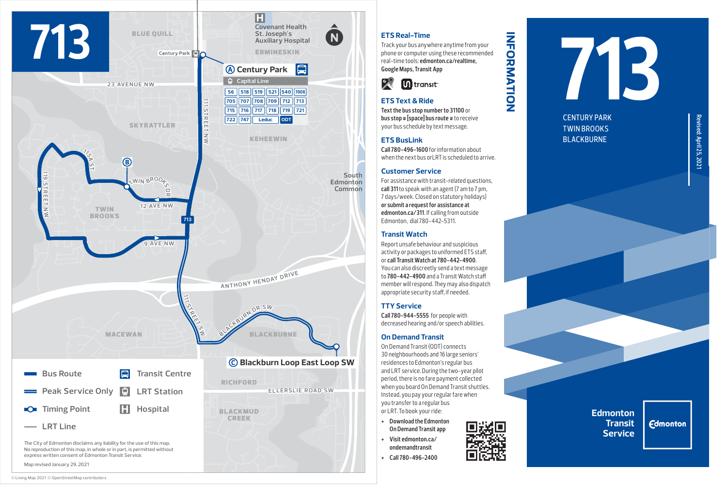# 713

## Map

**A** Century Park (Transit Centre)

Capital Line

| | | | | | |
|---|---|---|---|---|---|
| 56 | 518 | 519 | 521 | 540 | 700X |
| 705 | 707 | 708 | 709 | 712 | 713 |
| 715 | 716 | 717 | 718 | 719 | 721 |
| 722 | 747 | Leduc | ODT | | |

**B** Twin Brooks Dr

**C** Blackburn Loop East Loop SW

Map labels: Blue Quill, Century Park, Covenant Health St. Joseph's Auxiliary Hospital, Ermineskin, 23 Avenue NW, Skyrattler, Keheewin, 111 Street NW, 115A St, 119 Street NW, Twin Brooks Dr, 12 Ave NW, Twin Brooks, South Edmonton Common, 9 Ave NW, Anthony Henday Drive, 111 Street SW, Blackburn Dr SW, Macewan, Blackburne, Richford, Ellerslie Road SW, Blackmud Creek

**Legend**

- Bus Route
- Peak Service Only
- Timing Point
- LRT Line
- Transit Centre
- LRT Station
- Hospital

The City of Edmonton disclaims any liability for the use of this map. No reproduction of this map, in whole or in part, is permitted without express written consent of Edmonton Transit Service.

Map revised January 29, 2021

© Living Map 2021 © OpenStreetMap contributors

## INFORMATION

### ETS Real-Time

Track your bus anywhere anytime from your phone or computer using these recommended real-time tools: **edmonton.ca/realtime, Google Maps, Transit App**

### ETS Text & Ride

**Text the bus stop number to 31100** or **bus stop # [space] bus route #** to receive your bus schedule by text message.

### ETS BusLink

**Call 780-496-1600** for information about when the next bus or LRT is scheduled to arrive.

### Customer Service

For assistance with transit-related questions, **call 311** to speak with an agent (7 am to 7 pm, 7 days/week. Closed on statutory holidays) **or submit a request for assistance at edmonton.ca/311**. If calling from outside Edmonton, dial 780-442-5311.

### Transit Watch

Report unsafe behaviour and suspicious activity or packages to uniformed ETS staff, or **call Transit Watch at 780-442-4900**. You can also discreetly send a text message to **780-442-4900** and a Transit Watch staff member will respond. They may also dispatch appropriate security staff, if needed.

### TTY Service

**Call 780-944-5555** for people with decreased hearing and/or speech abilities.

### On Demand Transit

On Demand Transit (ODT) connects 30 neighbourhoods and 16 large seniors' residences to Edmonton's regular bus and LRT service. During the two-year pilot period, there is no fare payment collected when you board On Demand Transit shuttles. Instead, you pay your regular fare when you transfer to a regular bus or LRT. To book your ride:

- Download the Edmonton On Demand Transit app
- Visit edmonton.ca/ondemandtransit
- Call 780-496-2400

# 713

CENTURY PARK
TWIN BROOKS
BLACKBURNE

Revised: April 25, 2021

Edmonton Transit Service

Edmonton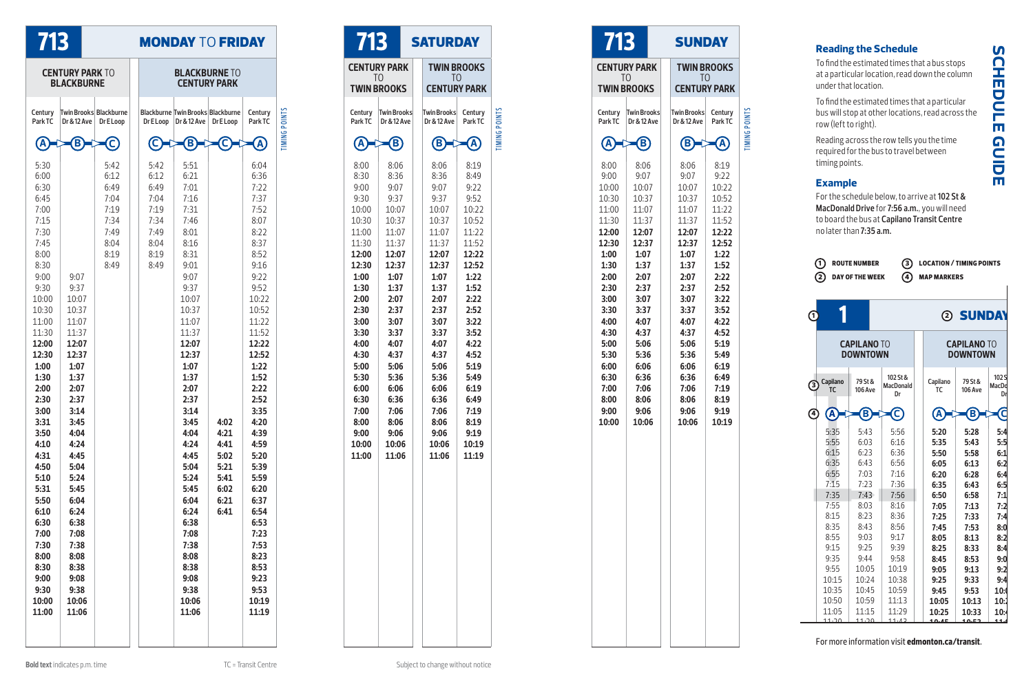## 713 MONDAY TO FRIDAY

| CENTURY PARK TO BLACKBURNE | | | BLACKBURNE TO CENTURY PARK | | | |
|---|---|---|---|---|---|---|
| Century Park TC (A) | Twin Brooks Dr & 12 Ave (B) | Blackburne Dr E Loop (C) | Blackburne Dr E Loop (C) | Twin Brooks Dr & 12 Ave (B) | Blackburne Dr E Loop (C) | Century Park TC (A) |
| 5:30 | | 5:42 | 5:42 | 5:51 | | 6:04 |
| 6:00 | | 6:12 | 6:12 | 6:21 | | 6:36 |
| 6:30 | | 6:49 | 6:49 | 7:01 | | 7:22 |
| 6:45 | | 7:04 | 7:04 | 7:16 | | 7:37 |
| 7:00 | | 7:19 | 7:19 | 7:31 | | 7:52 |
| 7:15 | | 7:34 | 7:34 | 7:46 | | 8:07 |
| 7:30 | | 7:49 | 7:49 | 8:01 | | 8:22 |
| 7:45 | | 8:04 | 8:04 | 8:16 | | 8:37 |
| 8:00 | | 8:19 | 8:19 | 8:31 | | 8:52 |
| 8:30 | | 8:49 | 8:49 | 9:01 | | 9:16 |
| 9:00 | 9:07 | | | 9:07 | | 9:22 |
| 9:30 | 9:37 | | | 9:37 | | 9:52 |
| 10:00 | 10:07 | | | 10:07 | | 10:22 |
| 10:30 | 10:37 | | | 10:37 | | 10:52 |
| 11:00 | 11:07 | | | 11:07 | | 11:22 |
| 11:30 | 11:37 | | | 11:37 | | 11:52 |
| **12:00** | **12:07** | | | **12:07** | | **12:22** |
| **12:30** | **12:37** | | | **12:37** | | **12:52** |
| **1:00** | **1:07** | | | **1:07** | | **1:22** |
| **1:30** | **1:37** | | | **1:37** | | **1:52** |
| **2:00** | **2:07** | | | **2:07** | | **2:22** |
| **2:30** | **2:37** | | | **2:37** | | **2:52** |
| **3:00** | **3:14** | | | **3:14** | | **3:35** |
| **3:31** | **3:45** | | | **3:45** | **4:02** | **4:20** |
| **3:50** | **4:04** | | | **4:04** | **4:21** | **4:39** |
| **4:10** | **4:24** | | | **4:24** | **4:41** | **4:59** |
| **4:31** | **4:45** | | | **4:45** | **5:02** | **5:20** |
| **4:50** | **5:04** | | | **5:04** | **5:21** | **5:39** |
| **5:10** | **5:24** | | | **5:24** | **5:41** | **5:59** |
| **5:31** | **5:45** | | | **5:45** | **6:02** | **6:20** |
| **5:50** | **6:04** | | | **6:04** | **6:21** | **6:37** |
| **6:10** | **6:24** | | | **6:24** | **6:41** | **6:54** |
| **6:30** | **6:38** | | | **6:38** | | **6:53** |
| **7:00** | **7:08** | | | **7:08** | | **7:23** |
| **7:30** | **7:38** | | | **7:38** | | **7:53** |
| **8:00** | **8:08** | | | **8:08** | | **8:23** |
| **8:30** | **8:38** | | | **8:38** | | **8:53** |
| **9:00** | **9:08** | | | **9:08** | | **9:23** |
| **9:30** | **9:38** | | | **9:38** | | **9:53** |
| **10:00** | **10:06** | | | **10:06** | | **10:19** |
| **11:00** | **11:06** | | | **11:06** | | **11:19** |

TIMING POINTS

## 713 SATURDAY

| CENTURY PARK TO TWIN BROOKS | | TWIN BROOKS TO CENTURY PARK | |
|---|---|---|---|
| Century Park TC (A) | Twin Brooks Dr & 12 Ave (B) | Twin Brooks Dr & 12 Ave (B) | Century Park TC (A) |
| 8:00 | 8:06 | 8:06 | 8:19 |
| 8:30 | 8:36 | 8:36 | 8:49 |
| 9:00 | 9:07 | 9:07 | 9:22 |
| 9:30 | 9:37 | 9:37 | 9:52 |
| 10:00 | 10:07 | 10:07 | 10:22 |
| 10:30 | 10:37 | 10:37 | 10:52 |
| 11:00 | 11:07 | 11:07 | 11:22 |
| 11:30 | 11:37 | 11:37 | 11:52 |
| **12:00** | **12:07** | **12:07** | **12:22** |
| **12:30** | **12:37** | **12:37** | **12:52** |
| **1:00** | **1:07** | **1:07** | **1:22** |
| **1:30** | **1:37** | **1:37** | **1:52** |
| **2:00** | **2:07** | **2:07** | **2:22** |
| **2:30** | **2:37** | **2:37** | **2:52** |
| **3:00** | **3:07** | **3:07** | **3:22** |
| **3:30** | **3:37** | **3:37** | **3:52** |
| **4:00** | **4:07** | **4:07** | **4:22** |
| **4:30** | **4:37** | **4:37** | **4:52** |
| **5:00** | **5:06** | **5:06** | **5:19** |
| **5:30** | **5:36** | **5:36** | **5:49** |
| **6:00** | **6:06** | **6:06** | **6:19** |
| **6:30** | **6:36** | **6:36** | **6:49** |
| **7:00** | **7:06** | **7:06** | **7:19** |
| **8:00** | **8:06** | **8:06** | **8:19** |
| **9:00** | **9:06** | **9:06** | **9:19** |
| **10:00** | **10:06** | **10:06** | **10:19** |
| **11:00** | **11:06** | **11:06** | **11:19** |

TIMING POINTS

## 713 SUNDAY

| CENTURY PARK TO TWIN BROOKS | | TWIN BROOKS TO CENTURY PARK | |
|---|---|---|---|
| Century Park TC (A) | Twin Brooks Dr & 12 Ave (B) | Twin Brooks Dr & 12 Ave (B) | Century Park TC (A) |
| 8:00 | 8:06 | 8:06 | 8:19 |
| 9:00 | 9:07 | 9:07 | 9:22 |
| 10:00 | 10:07 | 10:07 | 10:22 |
| 10:30 | 10:37 | 10:37 | 10:52 |
| 11:00 | 11:07 | 11:07 | 11:22 |
| 11:30 | 11:37 | 11:37 | 11:52 |
| **12:00** | **12:07** | **12:07** | **12:22** |
| **12:30** | **12:37** | **12:37** | **12:52** |
| **1:00** | **1:07** | **1:07** | **1:22** |
| **1:30** | **1:37** | **1:37** | **1:52** |
| **2:00** | **2:07** | **2:07** | **2:22** |
| **2:30** | **2:37** | **2:37** | **2:52** |
| **3:00** | **3:07** | **3:07** | **3:22** |
| **3:30** | **3:37** | **3:37** | **3:52** |
| **4:00** | **4:07** | **4:07** | **4:22** |
| **4:30** | **4:37** | **4:37** | **4:52** |
| **5:00** | **5:06** | **5:06** | **5:19** |
| **5:30** | **5:36** | **5:36** | **5:49** |
| **6:00** | **6:06** | **6:06** | **6:19** |
| **6:30** | **6:36** | **6:36** | **6:49** |
| **7:00** | **7:06** | **7:06** | **7:19** |
| **8:00** | **8:06** | **8:06** | **8:19** |
| **9:00** | **9:06** | **9:06** | **9:19** |
| **10:00** | **10:06** | **10:06** | **10:19** |

TIMING POINTS

# SCHEDULE GUIDE

### Reading the Schedule

To find the estimated times that a bus stops at a particular location, read down the column under that location.

To find the estimated times that a particular bus will stop at other locations, read across the row (left to right).

Reading across the row tells you the time required for the bus to travel between timing points.

### Example

For the schedule below, to arrive at **102 St & MacDonald Drive** for **7:56 a.m.**, you will need to board the bus at **Capilano Transit Centre** no later than **7:35 a.m.**

1. ROUTE NUMBER
2. DAY OF THE WEEK
3. LOCATION / TIMING POINTS
4. MAP MARKERS

**1 — SUNDAY**

| CAPILANO TO DOWNTOWN | | | CAPILANO TO DOWNTOWN | | |
|---|---|---|---|---|---|
| Capilano TC (A) | 79 St & 106 Ave (B) | 102 St & MacDonald Dr (C) | Capilano TC (A) | 79 St & 106 Ave (B) | 102 St & MacDonald Dr (C) |
| 5:35 | 5:43 | 5:56 | **5:20** | **5:28** | **5:4** |
| 5:55 | 6:03 | 6:16 | **5:35** | **5:43** | **5:5** |
| 6:15 | 6:23 | 6:36 | **5:50** | **5:58** | **6:1** |
| 6:35 | 6:43 | 6:56 | **6:05** | **6:13** | **6:2** |
| 6:55 | 7:03 | 7:16 | **6:20** | **6:28** | **6:4** |
| 7:15 | 7:23 | 7:36 | **6:35** | **6:43** | **6:5** |
| 7:35 | 7:43 | 7:56 | **6:50** | **6:58** | **7:1** |
| 7:55 | 8:03 | 8:16 | **7:05** | **7:13** | **7:2** |
| 8:15 | 8:23 | 8:36 | **7:25** | **7:33** | **7:4** |
| 8:35 | 8:43 | 8:56 | **7:45** | **7:53** | **8:0** |
| 8:55 | 9:03 | 9:17 | **8:05** | **8:13** | **8:2** |
| 9:15 | 9:25 | 9:39 | **8:25** | **8:33** | **8:4** |
| 9:35 | 9:44 | 9:58 | **8:45** | **8:53** | **9:0** |
| 9:55 | 10:05 | 10:19 | **9:05** | **9:13** | **9:2** |
| 10:15 | 10:24 | 10:38 | **9:25** | **9:33** | **9:4** |
| 10:35 | 10:45 | 10:59 | **9:45** | **9:53** | **10:** |
| 10:50 | 10:59 | 11:13 | **10:05** | **10:13** | **10:** |
| 11:05 | 11:15 | 11:29 | **10:25** | **10:33** | **10:** |

For more information visit **edmonton.ca/transit**.

**Bold text** indicates p.m. time

TC = Transit Centre

Subject to change without notice